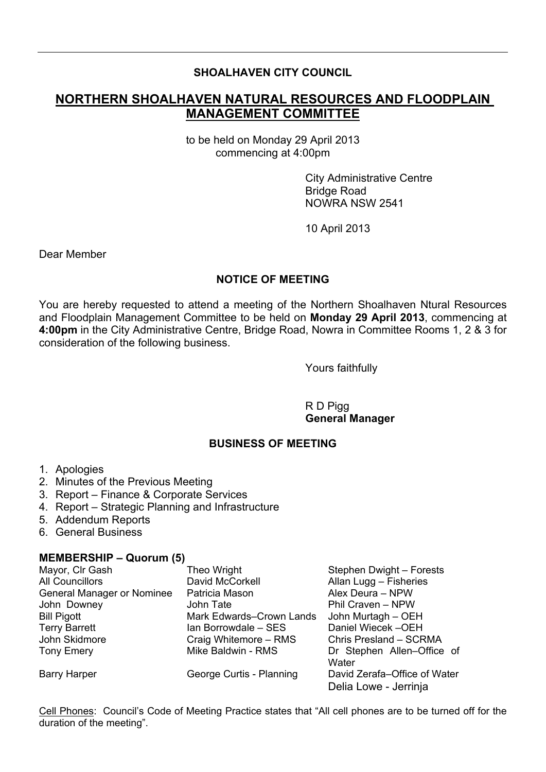**SHOALHAVEN CITY COUNCIL**

# NORTHERN SHOALHAVEN NATURAL RESOURCES AND FLOODPLAIN MANAGEMENT COMMITTEE

to be held on Monday 29 April 2013
commencing at 4:00pm

City Administrative Centre
Bridge Road
NOWRA NSW 2541

10 April 2013

Dear Member

## NOTICE OF MEETING

You are hereby requested to attend a meeting of the Northern Shoalhaven Ntural Resources and Floodplain Management Committee to be held on **Monday 29 April 2013**, commencing at **4:00pm** in the City Administrative Centre, Bridge Road, Nowra in Committee Rooms 1, 2 & 3 for consideration of the following business.

Yours faithfully

R D Pigg
**General Manager**

## BUSINESS OF MEETING

1. Apologies
2. Minutes of the Previous Meeting
3. Report – Finance & Corporate Services
4. Report – Strategic Planning and Infrastructure
5. Addendum Reports
6. General Business

**MEMBERSHIP – Quorum (5)**

| | | |
|---|---|---|
| Mayor, Clr Gash | Theo Wright | Stephen Dwight – Forests |
| All Councillors | David McCorkell | Allan Lugg – Fisheries |
| General Manager or Nominee | Patricia Mason | Alex Deura – NPW |
| John Downey | John Tate | Phil Craven – NPW |
| Bill Pigott | Mark Edwards–Crown Lands | John Murtagh – OEH |
| Terry Barrett | Ian Borrowdale – SES | Daniel Wiecek –OEH |
| John Skidmore | Craig Whitemore – RMS | Chris Presland – SCRMA |
| Tony Emery | Mike Baldwin - RMS | Dr Stephen Allen–Office of Water |
| Barry Harper | George Curtis - Planning | David Zerafa–Office of Water |
| | | Delia Lowe - Jerrinja |

Cell Phones: Council's Code of Meeting Practice states that "All cell phones are to be turned off for the duration of the meeting".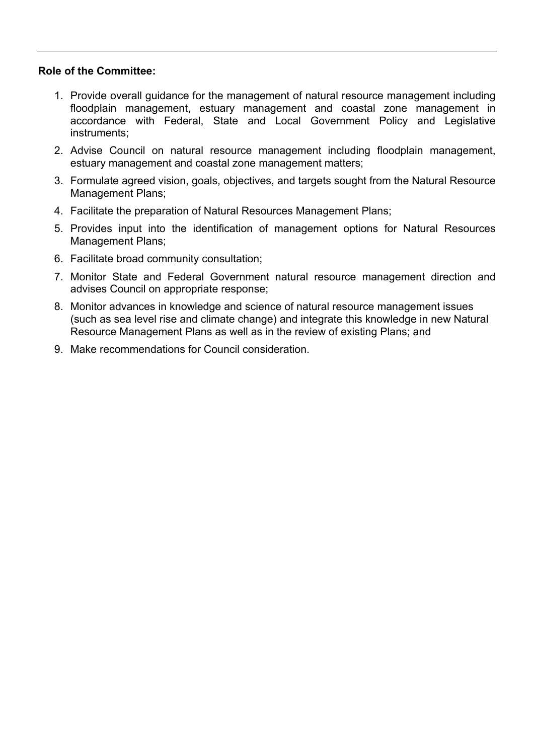**Role of the Committee:**

1. Provide overall guidance for the management of natural resource management including floodplain management, estuary management and coastal zone management in accordance with Federal, State and Local Government Policy and Legislative instruments;
2. Advise Council on natural resource management including floodplain management, estuary management and coastal zone management matters;
3. Formulate agreed vision, goals, objectives, and targets sought from the Natural Resource Management Plans;
4. Facilitate the preparation of Natural Resources Management Plans;
5. Provides input into the identification of management options for Natural Resources Management Plans;
6. Facilitate broad community consultation;
7. Monitor State and Federal Government natural resource management direction and advises Council on appropriate response;
8. Monitor advances in knowledge and science of natural resource management issues (such as sea level rise and climate change) and integrate this knowledge in new Natural Resource Management Plans as well as in the review of existing Plans; and
9. Make recommendations for Council consideration.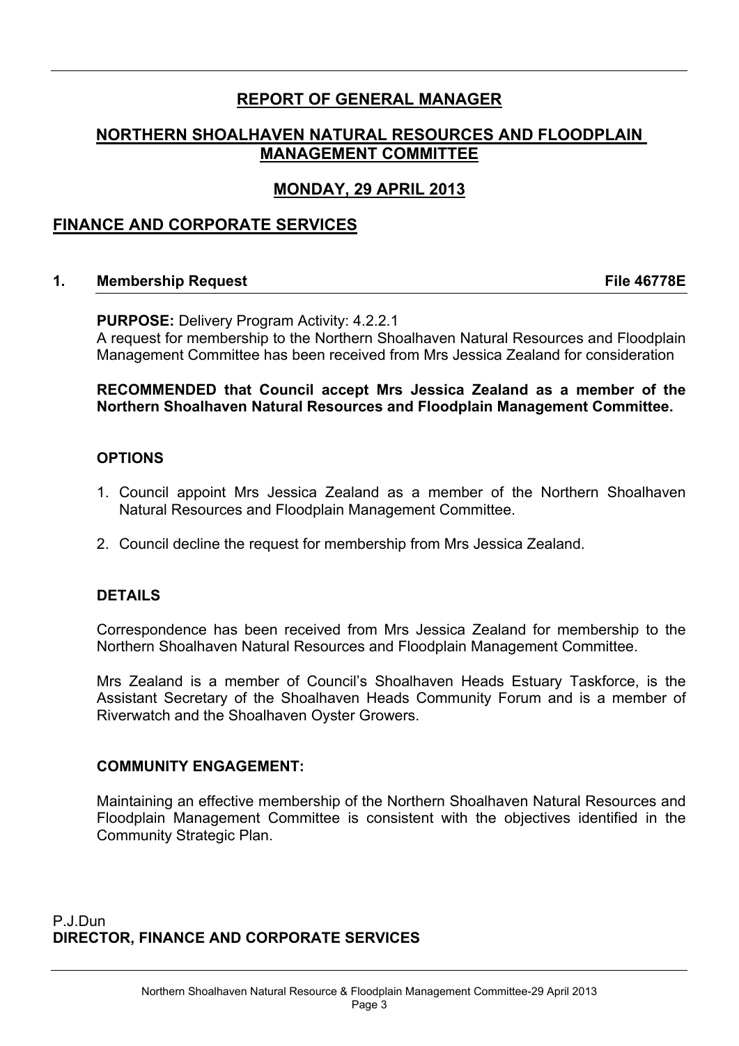# REPORT OF GENERAL MANAGER

## NORTHERN SHOALHAVEN NATURAL RESOURCES AND FLOODPLAIN MANAGEMENT COMMITTEE

## MONDAY, 29 APRIL 2013

## FINANCE AND CORPORATE SERVICES

### 1. Membership Request — File 46778E

**PURPOSE:** Delivery Program Activity: 4.2.2.1
A request for membership to the Northern Shoalhaven Natural Resources and Floodplain Management Committee has been received from Mrs Jessica Zealand for consideration

**RECOMMENDED that Council accept Mrs Jessica Zealand as a member of the Northern Shoalhaven Natural Resources and Floodplain Management Committee.**

**OPTIONS**

1. Council appoint Mrs Jessica Zealand as a member of the Northern Shoalhaven Natural Resources and Floodplain Management Committee.
2. Council decline the request for membership from Mrs Jessica Zealand.

**DETAILS**

Correspondence has been received from Mrs Jessica Zealand for membership to the Northern Shoalhaven Natural Resources and Floodplain Management Committee.

Mrs Zealand is a member of Council's Shoalhaven Heads Estuary Taskforce, is the Assistant Secretary of the Shoalhaven Heads Community Forum and is a member of Riverwatch and the Shoalhaven Oyster Growers.

**COMMUNITY ENGAGEMENT:**

Maintaining an effective membership of the Northern Shoalhaven Natural Resources and Floodplain Management Committee is consistent with the objectives identified in the Community Strategic Plan.

P.J.Dun
**DIRECTOR, FINANCE AND CORPORATE SERVICES**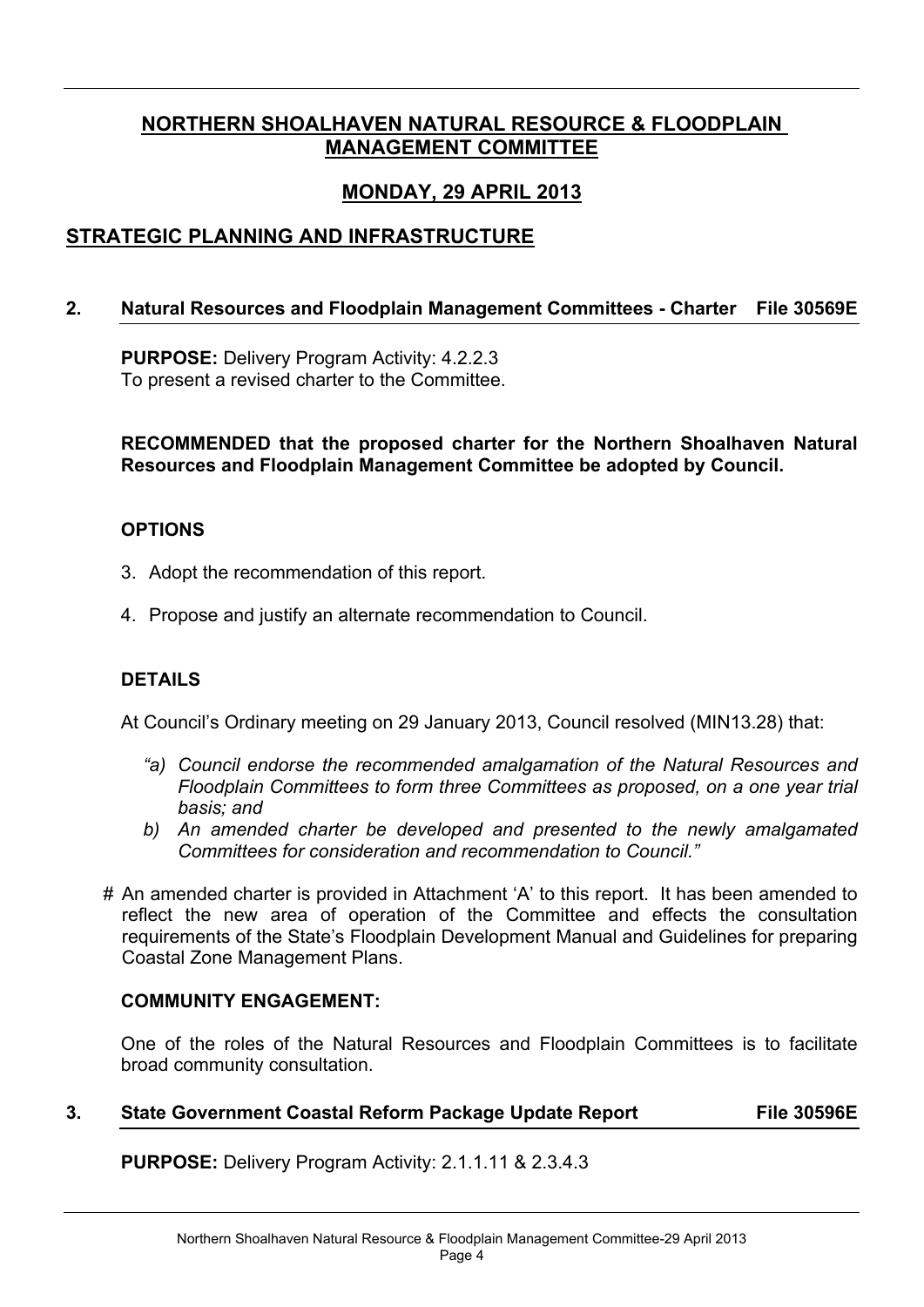## NORTHERN SHOALHAVEN NATURAL RESOURCE & FLOODPLAIN MANAGEMENT COMMITTEE

## MONDAY, 29 APRIL 2013

## STRATEGIC PLANNING AND INFRASTRUCTURE

### 2. Natural Resources and Floodplain Management Committees - Charter File 30569E

**PURPOSE:** Delivery Program Activity: 4.2.2.3
To present a revised charter to the Committee.

**RECOMMENDED that the proposed charter for the Northern Shoalhaven Natural Resources and Floodplain Management Committee be adopted by Council.**

**OPTIONS**

3. Adopt the recommendation of this report.
4. Propose and justify an alternate recommendation to Council.

**DETAILS**

At Council's Ordinary meeting on 29 January 2013, Council resolved (MIN13.28) that:

*"a) Council endorse the recommended amalgamation of the Natural Resources and Floodplain Committees to form three Committees as proposed, on a one year trial basis; and*

*b) An amended charter be developed and presented to the newly amalgamated Committees for consideration and recommendation to Council."*

# An amended charter is provided in Attachment 'A' to this report. It has been amended to reflect the new area of operation of the Committee and effects the consultation requirements of the State's Floodplain Development Manual and Guidelines for preparing Coastal Zone Management Plans.

**COMMUNITY ENGAGEMENT:**

One of the roles of the Natural Resources and Floodplain Committees is to facilitate broad community consultation.

### 3. State Government Coastal Reform Package Update Report File 30596E

**PURPOSE:** Delivery Program Activity: 2.1.1.11 & 2.3.4.3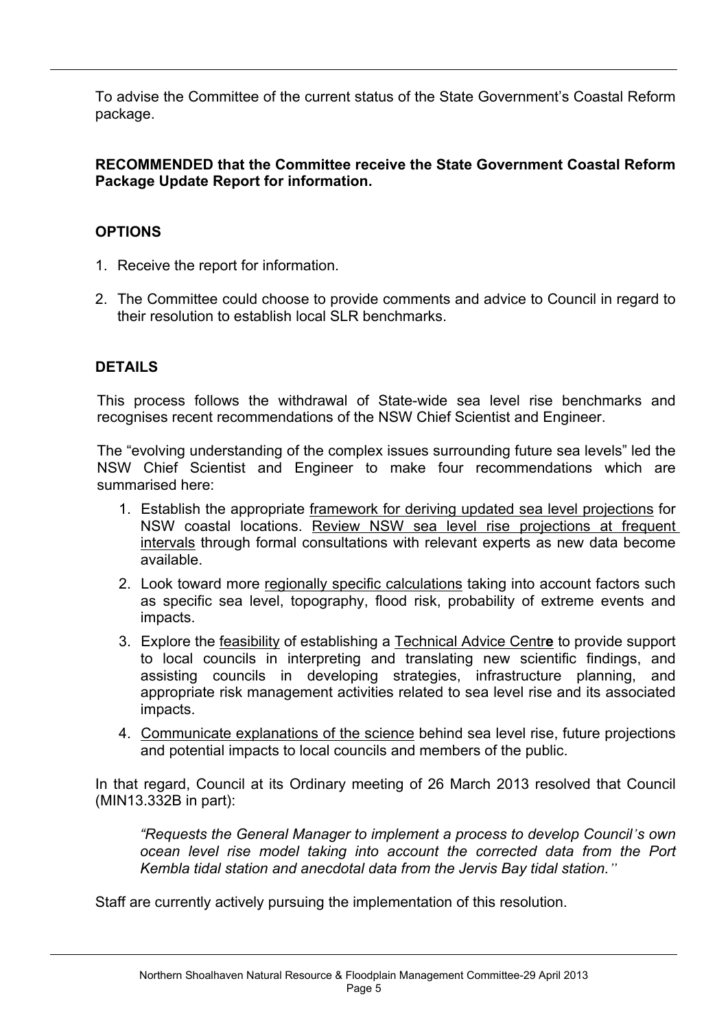To advise the Committee of the current status of the State Government's Coastal Reform package.

**RECOMMENDED that the Committee receive the State Government Coastal Reform Package Update Report for information.**

**OPTIONS**

1. Receive the report for information.
2. The Committee could choose to provide comments and advice to Council in regard to their resolution to establish local SLR benchmarks.

**DETAILS**

This process follows the withdrawal of State-wide sea level rise benchmarks and recognises recent recommendations of the NSW Chief Scientist and Engineer.

The "evolving understanding of the complex issues surrounding future sea levels" led the NSW Chief Scientist and Engineer to make four recommendations which are summarised here:

1. Establish the appropriate <u>framework for deriving updated sea level projections</u> for NSW coastal locations. <u>Review NSW sea level rise projections at frequent intervals</u> through formal consultations with relevant experts as new data become available.
2. Look toward more <u>regionally specific calculations</u> taking into account factors such as specific sea level, topography, flood risk, probability of extreme events and impacts.
3. Explore the <u>feasibility</u> of establishing a <u>Technical Advice Centr**e**</u> to provide support to local councils in interpreting and translating new scientific findings, and assisting councils in developing strategies, infrastructure planning, and appropriate risk management activities related to sea level rise and its associated impacts.
4. <u>Communicate explanations of the science</u> behind sea level rise, future projections and potential impacts to local councils and members of the public.

In that regard, Council at its Ordinary meeting of 26 March 2013 resolved that Council (MIN13.332B in part):

> *"Requests the General Manager to implement a process to develop Council's own ocean level rise model taking into account the corrected data from the Port Kembla tidal station and anecdotal data from the Jervis Bay tidal station."*

Staff are currently actively pursuing the implementation of this resolution.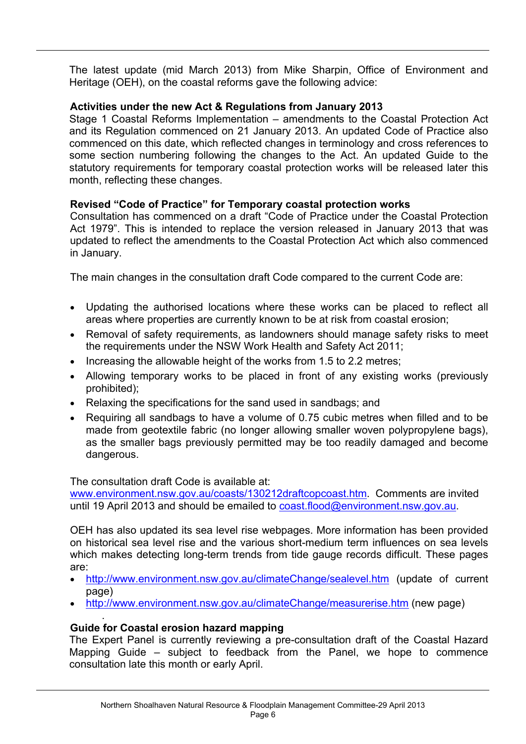The latest update (mid March 2013) from Mike Sharpin, Office of Environment and Heritage (OEH), on the coastal reforms gave the following advice:

**Activities under the new Act & Regulations from January 2013**

Stage 1 Coastal Reforms Implementation – amendments to the Coastal Protection Act and its Regulation commenced on 21 January 2013. An updated Code of Practice also commenced on this date, which reflected changes in terminology and cross references to some section numbering following the changes to the Act. An updated Guide to the statutory requirements for temporary coastal protection works will be released later this month, reflecting these changes.

**Revised "Code of Practice" for Temporary coastal protection works**

Consultation has commenced on a draft "Code of Practice under the Coastal Protection Act 1979". This is intended to replace the version released in January 2013 that was updated to reflect the amendments to the Coastal Protection Act which also commenced in January.

The main changes in the consultation draft Code compared to the current Code are:

- Updating the authorised locations where these works can be placed to reflect all areas where properties are currently known to be at risk from coastal erosion;
- Removal of safety requirements, as landowners should manage safety risks to meet the requirements under the NSW Work Health and Safety Act 2011;
- Increasing the allowable height of the works from 1.5 to 2.2 metres;
- Allowing temporary works to be placed in front of any existing works (previously prohibited);
- Relaxing the specifications for the sand used in sandbags; and
- Requiring all sandbags to have a volume of 0.75 cubic metres when filled and to be made from geotextile fabric (no longer allowing smaller woven polypropylene bags), as the smaller bags previously permitted may be too readily damaged and become dangerous.

The consultation draft Code is available at: www.environment.nsw.gov.au/coasts/130212draftcopcoast.htm. Comments are invited until 19 April 2013 and should be emailed to coast.flood@environment.nsw.gov.au.

OEH has also updated its sea level rise webpages. More information has been provided on historical sea level rise and the various short-medium term influences on sea levels which makes detecting long-term trends from tide gauge records difficult. These pages are:

- http://www.environment.nsw.gov.au/climateChange/sealevel.htm (update of current page)
- http://www.environment.nsw.gov.au/climateChange/measurerise.htm (new page)

**Guide for Coastal erosion hazard mapping**

The Expert Panel is currently reviewing a pre-consultation draft of the Coastal Hazard Mapping Guide – subject to feedback from the Panel, we hope to commence consultation late this month or early April.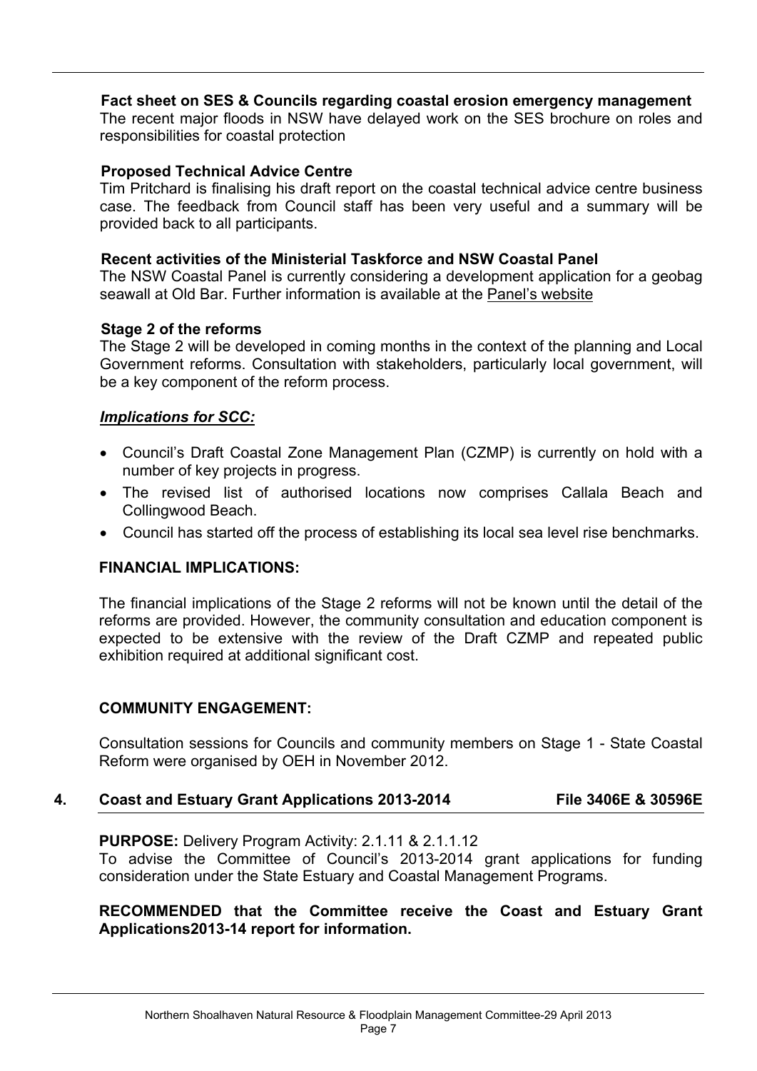**Fact sheet on SES & Councils regarding coastal erosion emergency management**
The recent major floods in NSW have delayed work on the SES brochure on roles and responsibilities for coastal protection

**Proposed Technical Advice Centre**
Tim Pritchard is finalising his draft report on the coastal technical advice centre business case. The feedback from Council staff has been very useful and a summary will be provided back to all participants.

**Recent activities of the Ministerial Taskforce and NSW Coastal Panel**
The NSW Coastal Panel is currently considering a development application for a geobag seawall at Old Bar. Further information is available at the Panel's website

**Stage 2 of the reforms**
The Stage 2 will be developed in coming months in the context of the planning and Local Government reforms. Consultation with stakeholders, particularly local government, will be a key component of the reform process.

***Implications for SCC:***

- Council's Draft Coastal Zone Management Plan (CZMP) is currently on hold with a number of key projects in progress.
- The revised list of authorised locations now comprises Callala Beach and Collingwood Beach.
- Council has started off the process of establishing its local sea level rise benchmarks.

**FINANCIAL IMPLICATIONS:**

The financial implications of the Stage 2 reforms will not be known until the detail of the reforms are provided. However, the community consultation and education component is expected to be extensive with the review of the Draft CZMP and repeated public exhibition required at additional significant cost.

**COMMUNITY ENGAGEMENT:**

Consultation sessions for Councils and community members on Stage 1 - State Coastal Reform were organised by OEH in November 2012.

## 4. Coast and Estuary Grant Applications 2013-2014 — File 3406E & 30596E

**PURPOSE:** Delivery Program Activity: 2.1.11 & 2.1.1.12
To advise the Committee of Council's 2013-2014 grant applications for funding consideration under the State Estuary and Coastal Management Programs.

**RECOMMENDED that the Committee receive the Coast and Estuary Grant Applications2013-14 report for information.**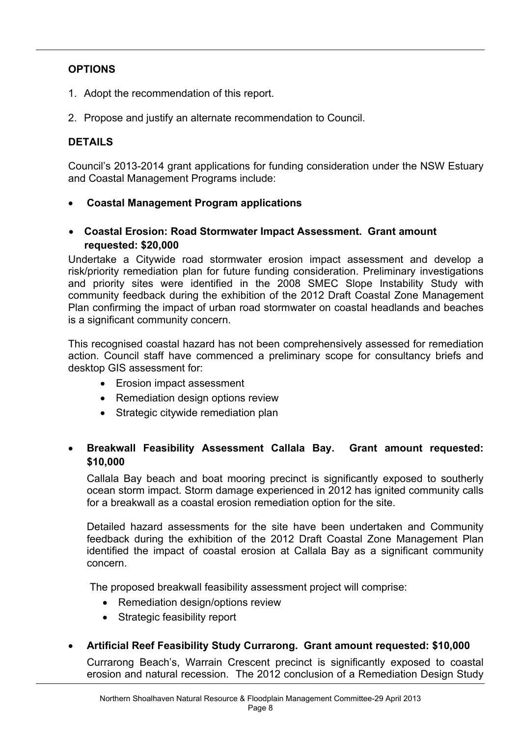## OPTIONS

1. Adopt the recommendation of this report.
2. Propose and justify an alternate recommendation to Council.

## DETAILS

Council's 2013-2014 grant applications for funding consideration under the NSW Estuary and Coastal Management Programs include:

- **Coastal Management Program applications**

- **Coastal Erosion: Road Stormwater Impact Assessment. Grant amount requested: $20,000**

Undertake a Citywide road stormwater erosion impact assessment and develop a risk/priority remediation plan for future funding consideration. Preliminary investigations and priority sites were identified in the 2008 SMEC Slope Instability Study with community feedback during the exhibition of the 2012 Draft Coastal Zone Management Plan confirming the impact of urban road stormwater on coastal headlands and beaches is a significant community concern.

This recognised coastal hazard has not been comprehensively assessed for remediation action. Council staff have commenced a preliminary scope for consultancy briefs and desktop GIS assessment for:

  - Erosion impact assessment
  - Remediation design options review
  - Strategic citywide remediation plan

- **Breakwall Feasibility Assessment Callala Bay. Grant amount requested: $10,000**

  Callala Bay beach and boat mooring precinct is significantly exposed to southerly ocean storm impact. Storm damage experienced in 2012 has ignited community calls for a breakwall as a coastal erosion remediation option for the site.

  Detailed hazard assessments for the site have been undertaken and Community feedback during the exhibition of the 2012 Draft Coastal Zone Management Plan identified the impact of coastal erosion at Callala Bay as a significant community concern.

  The proposed breakwall feasibility assessment project will comprise:

  - Remediation design/options review
  - Strategic feasibility report

- **Artificial Reef Feasibility Study Currarong. Grant amount requested: $10,000**

  Currarong Beach's, Warrain Crescent precinct is significantly exposed to coastal erosion and natural recession. The 2012 conclusion of a Remediation Design Study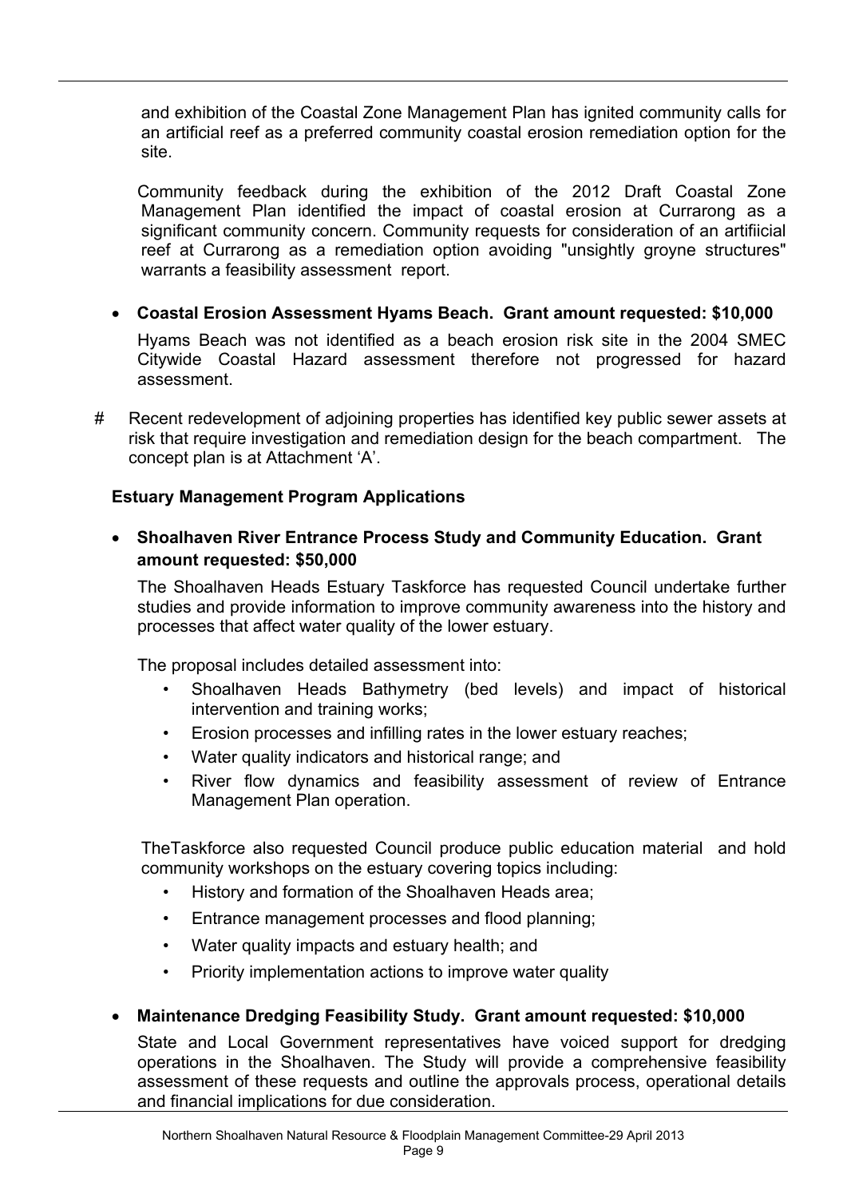and exhibition of the Coastal Zone Management Plan has ignited community calls for an artificial reef as a preferred community coastal erosion remediation option for the site.

Community feedback during the exhibition of the 2012 Draft Coastal Zone Management Plan identified the impact of coastal erosion at Currarong as a significant community concern. Community requests for consideration of an artifiicial reef at Currarong as a remediation option avoiding "unsightly groyne structures" warrants a feasibility assessment report.

- **Coastal Erosion Assessment Hyams Beach. Grant amount requested: $10,000**

  Hyams Beach was not identified as a beach erosion risk site in the 2004 SMEC Citywide Coastal Hazard assessment therefore not progressed for hazard assessment.

# Recent redevelopment of adjoining properties has identified key public sewer assets at risk that require investigation and remediation design for the beach compartment. The concept plan is at Attachment 'A'.

**Estuary Management Program Applications**

- **Shoalhaven River Entrance Process Study and Community Education. Grant amount requested: $50,000**

  The Shoalhaven Heads Estuary Taskforce has requested Council undertake further studies and provide information to improve community awareness into the history and processes that affect water quality of the lower estuary.

  The proposal includes detailed assessment into:

  - Shoalhaven Heads Bathymetry (bed levels) and impact of historical intervention and training works;
  - Erosion processes and infilling rates in the lower estuary reaches;
  - Water quality indicators and historical range; and
  - River flow dynamics and feasibility assessment of review of Entrance Management Plan operation.

  TheTaskforce also requested Council produce public education material and hold community workshops on the estuary covering topics including:

  - History and formation of the Shoalhaven Heads area;
  - Entrance management processes and flood planning;
  - Water quality impacts and estuary health; and
  - Priority implementation actions to improve water quality

- **Maintenance Dredging Feasibility Study. Grant amount requested: $10,000**

  State and Local Government representatives have voiced support for dredging operations in the Shoalhaven. The Study will provide a comprehensive feasibility assessment of these requests and outline the approvals process, operational details and financial implications for due consideration.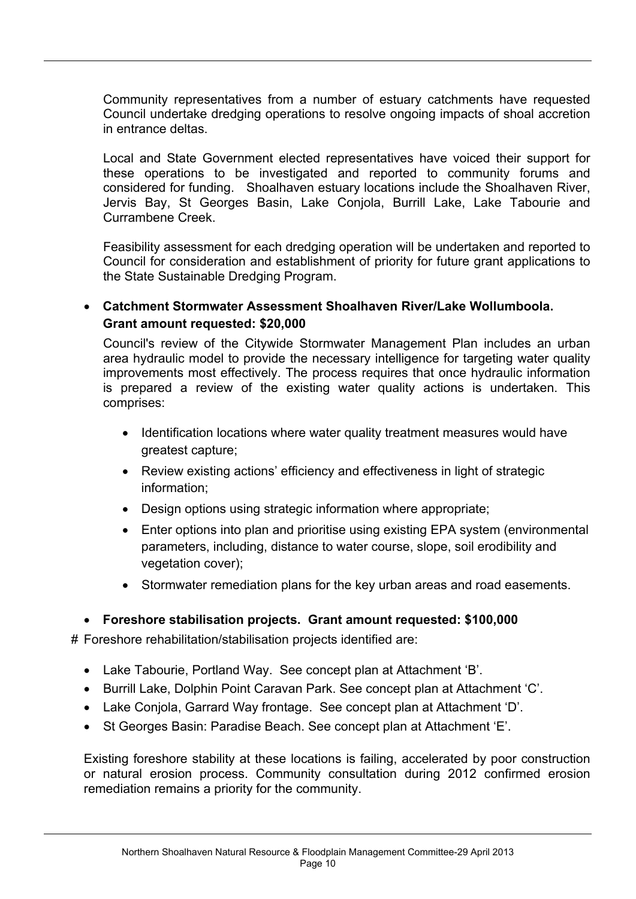Community representatives from a number of estuary catchments have requested Council undertake dredging operations to resolve ongoing impacts of shoal accretion in entrance deltas.

Local and State Government elected representatives have voiced their support for these operations to be investigated and reported to community forums and considered for funding. Shoalhaven estuary locations include the Shoalhaven River, Jervis Bay, St Georges Basin, Lake Conjola, Burrill Lake, Lake Tabourie and Currambene Creek.

Feasibility assessment for each dredging operation will be undertaken and reported to Council for consideration and establishment of priority for future grant applications to the State Sustainable Dredging Program.

- **Catchment Stormwater Assessment Shoalhaven River/Lake Wollumboola. Grant amount requested: $20,000**

  Council's review of the Citywide Stormwater Management Plan includes an urban area hydraulic model to provide the necessary intelligence for targeting water quality improvements most effectively. The process requires that once hydraulic information is prepared a review of the existing water quality actions is undertaken. This comprises:

  - Identification locations where water quality treatment measures would have greatest capture;
  - Review existing actions' efficiency and effectiveness in light of strategic information;
  - Design options using strategic information where appropriate;
  - Enter options into plan and prioritise using existing EPA system (environmental parameters, including, distance to water course, slope, soil erodibility and vegetation cover);
  - Stormwater remediation plans for the key urban areas and road easements.

- **Foreshore stabilisation projects. Grant amount requested: $100,000**

# Foreshore rehabilitation/stabilisation projects identified are:

- Lake Tabourie, Portland Way. See concept plan at Attachment 'B'.
- Burrill Lake, Dolphin Point Caravan Park. See concept plan at Attachment 'C'.
- Lake Conjola, Garrard Way frontage. See concept plan at Attachment 'D'.
- St Georges Basin: Paradise Beach. See concept plan at Attachment 'E'.

Existing foreshore stability at these locations is failing, accelerated by poor construction or natural erosion process. Community consultation during 2012 confirmed erosion remediation remains a priority for the community.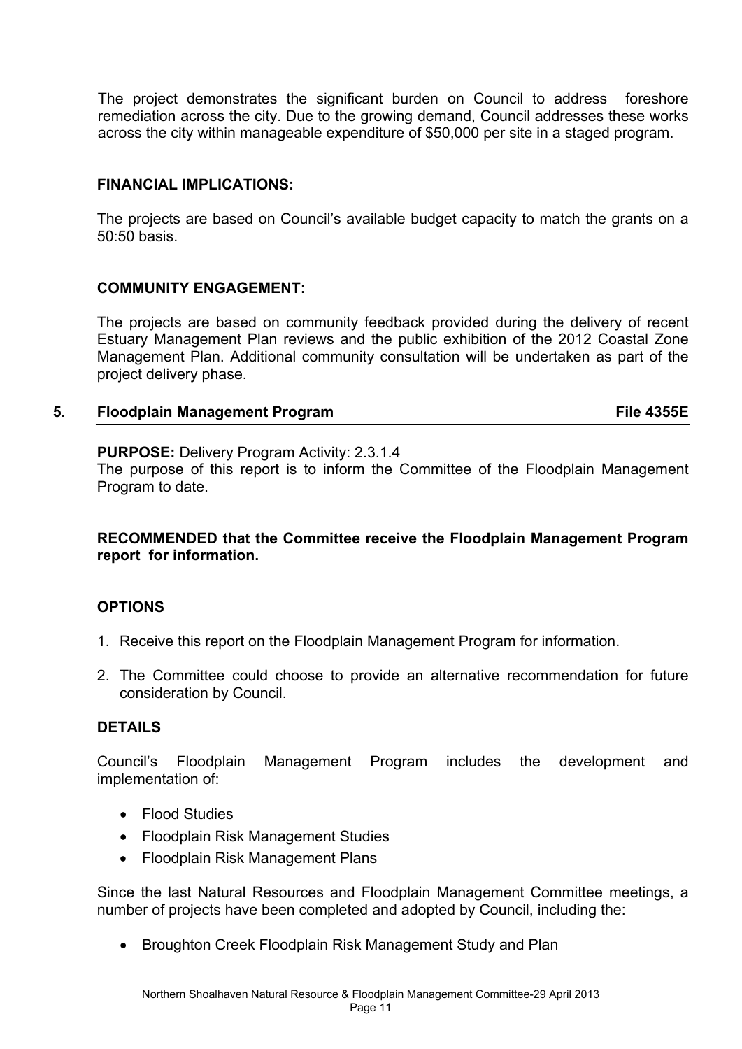The project demonstrates the significant burden on Council to address foreshore remediation across the city. Due to the growing demand, Council addresses these works across the city within manageable expenditure of $50,000 per site in a staged program.

**FINANCIAL IMPLICATIONS:**

The projects are based on Council's available budget capacity to match the grants on a 50:50 basis.

**COMMUNITY ENGAGEMENT:**

The projects are based on community feedback provided during the delivery of recent Estuary Management Plan reviews and the public exhibition of the 2012 Coastal Zone Management Plan. Additional community consultation will be undertaken as part of the project delivery phase.

## 5. Floodplain Management Program — File 4355E

**PURPOSE:** Delivery Program Activity: 2.3.1.4
The purpose of this report is to inform the Committee of the Floodplain Management Program to date.

**RECOMMENDED that the Committee receive the Floodplain Management Program report for information.**

**OPTIONS**

1. Receive this report on the Floodplain Management Program for information.
2. The Committee could choose to provide an alternative recommendation for future consideration by Council.

**DETAILS**

Council's Floodplain Management Program includes the development and implementation of:

- Flood Studies
- Floodplain Risk Management Studies
- Floodplain Risk Management Plans

Since the last Natural Resources and Floodplain Management Committee meetings, a number of projects have been completed and adopted by Council, including the:

- Broughton Creek Floodplain Risk Management Study and Plan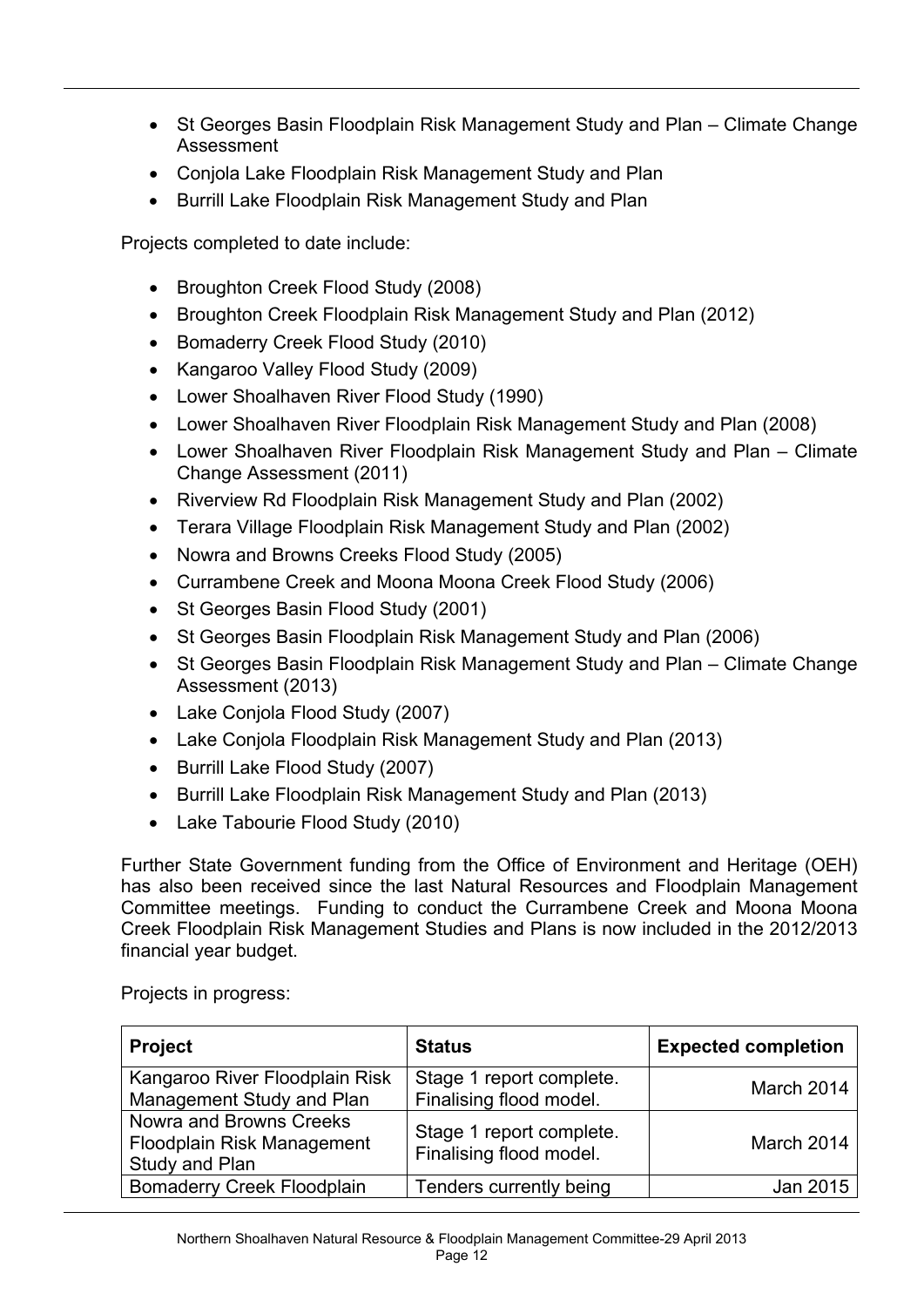- St Georges Basin Floodplain Risk Management Study and Plan – Climate Change Assessment
- Conjola Lake Floodplain Risk Management Study and Plan
- Burrill Lake Floodplain Risk Management Study and Plan

Projects completed to date include:

- Broughton Creek Flood Study (2008)
- Broughton Creek Floodplain Risk Management Study and Plan (2012)
- Bomaderry Creek Flood Study (2010)
- Kangaroo Valley Flood Study (2009)
- Lower Shoalhaven River Flood Study (1990)
- Lower Shoalhaven River Floodplain Risk Management Study and Plan (2008)
- Lower Shoalhaven River Floodplain Risk Management Study and Plan – Climate Change Assessment (2011)
- Riverview Rd Floodplain Risk Management Study and Plan (2002)
- Terara Village Floodplain Risk Management Study and Plan (2002)
- Nowra and Browns Creeks Flood Study (2005)
- Currambene Creek and Moona Moona Creek Flood Study (2006)
- St Georges Basin Flood Study (2001)
- St Georges Basin Floodplain Risk Management Study and Plan (2006)
- St Georges Basin Floodplain Risk Management Study and Plan – Climate Change Assessment (2013)
- Lake Conjola Flood Study (2007)
- Lake Conjola Floodplain Risk Management Study and Plan (2013)
- Burrill Lake Flood Study (2007)
- Burrill Lake Floodplain Risk Management Study and Plan (2013)
- Lake Tabourie Flood Study (2010)

Further State Government funding from the Office of Environment and Heritage (OEH) has also been received since the last Natural Resources and Floodplain Management Committee meetings. Funding to conduct the Currambene Creek and Moona Moona Creek Floodplain Risk Management Studies and Plans is now included in the 2012/2013 financial year budget.

Projects in progress:

| Project | Status | Expected completion |
|---|---|---|
| Kangaroo River Floodplain Risk Management Study and Plan | Stage 1 report complete. Finalising flood model. | March 2014 |
| Nowra and Browns Creeks Floodplain Risk Management Study and Plan | Stage 1 report complete. Finalising flood model. | March 2014 |
| Bomaderry Creek Floodplain | Tenders currently being | Jan 2015 |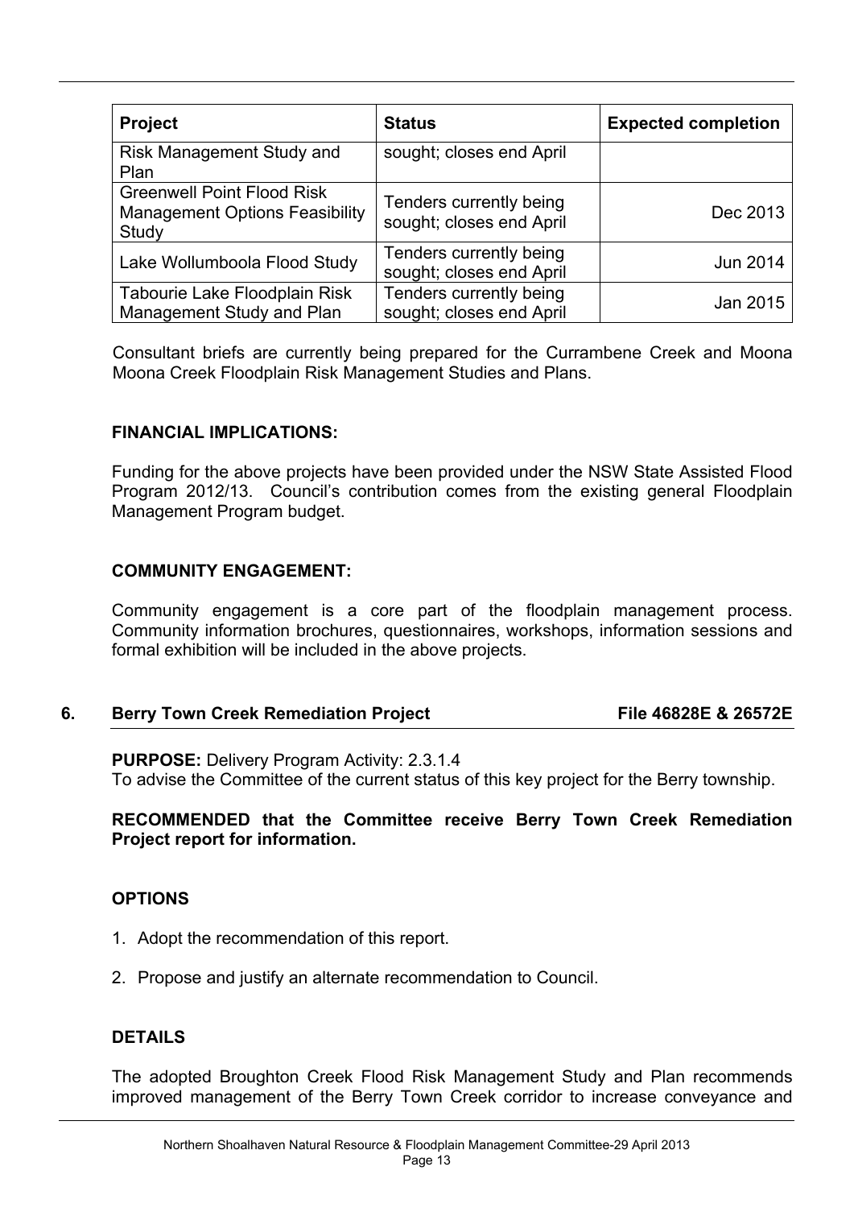| Project | Status | Expected completion |
|---|---|---|
| Risk Management Study and Plan | sought; closes end April | |
| Greenwell Point Flood Risk Management Options Feasibility Study | Tenders currently being sought; closes end April | Dec 2013 |
| Lake Wollumboola Flood Study | Tenders currently being sought; closes end April | Jun 2014 |
| Tabourie Lake Floodplain Risk Management Study and Plan | Tenders currently being sought; closes end April | Jan 2015 |

Consultant briefs are currently being prepared for the Currambene Creek and Moona Moona Creek Floodplain Risk Management Studies and Plans.

**FINANCIAL IMPLICATIONS:**

Funding for the above projects have been provided under the NSW State Assisted Flood Program 2012/13. Council's contribution comes from the existing general Floodplain Management Program budget.

**COMMUNITY ENGAGEMENT:**

Community engagement is a core part of the floodplain management process. Community information brochures, questionnaires, workshops, information sessions and formal exhibition will be included in the above projects.

## 6. Berry Town Creek Remediation Project — File 46828E & 26572E

**PURPOSE:** Delivery Program Activity: 2.3.1.4
To advise the Committee of the current status of this key project for the Berry township.

**RECOMMENDED that the Committee receive Berry Town Creek Remediation Project report for information.**

**OPTIONS**

1. Adopt the recommendation of this report.
2. Propose and justify an alternate recommendation to Council.

**DETAILS**

The adopted Broughton Creek Flood Risk Management Study and Plan recommends improved management of the Berry Town Creek corridor to increase conveyance and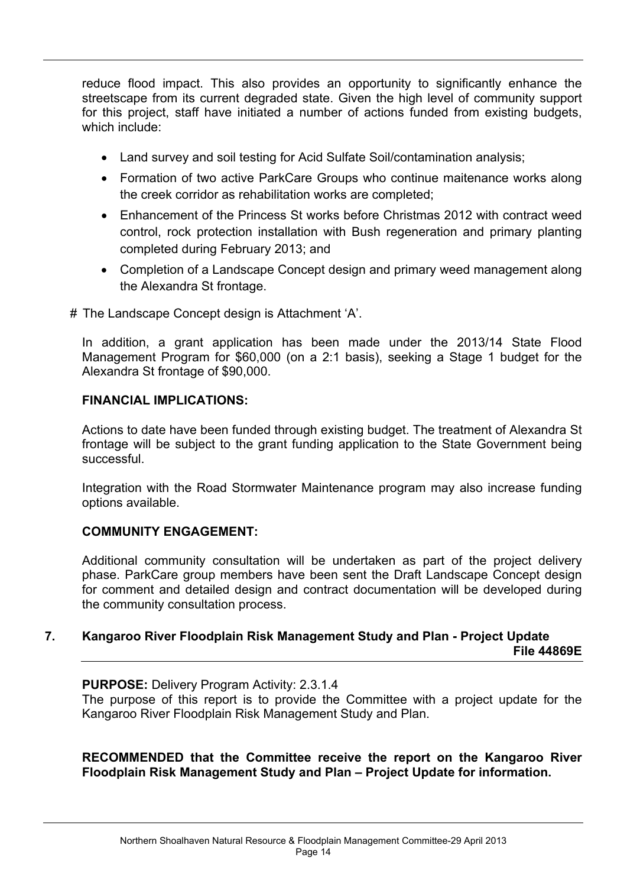reduce flood impact. This also provides an opportunity to significantly enhance the streetscape from its current degraded state. Given the high level of community support for this project, staff have initiated a number of actions funded from existing budgets, which include:

- Land survey and soil testing for Acid Sulfate Soil/contamination analysis;
- Formation of two active ParkCare Groups who continue maitenance works along the creek corridor as rehabilitation works are completed;
- Enhancement of the Princess St works before Christmas 2012 with contract weed control, rock protection installation with Bush regeneration and primary planting completed during February 2013; and
- Completion of a Landscape Concept design and primary weed management along the Alexandra St frontage.

# The Landscape Concept design is Attachment 'A'.

In addition, a grant application has been made under the 2013/14 State Flood Management Program for $60,000 (on a 2:1 basis), seeking a Stage 1 budget for the Alexandra St frontage of $90,000.

**FINANCIAL IMPLICATIONS:**

Actions to date have been funded through existing budget. The treatment of Alexandra St frontage will be subject to the grant funding application to the State Government being successful.

Integration with the Road Stormwater Maintenance program may also increase funding options available.

**COMMUNITY ENGAGEMENT:**

Additional community consultation will be undertaken as part of the project delivery phase. ParkCare group members have been sent the Draft Landscape Concept design for comment and detailed design and contract documentation will be developed during the community consultation process.

## 7. Kangaroo River Floodplain Risk Management Study and Plan - Project Update

**File 44869E**

**PURPOSE:** Delivery Program Activity: 2.3.1.4

The purpose of this report is to provide the Committee with a project update for the Kangaroo River Floodplain Risk Management Study and Plan.

**RECOMMENDED that the Committee receive the report on the Kangaroo River Floodplain Risk Management Study and Plan – Project Update for information.**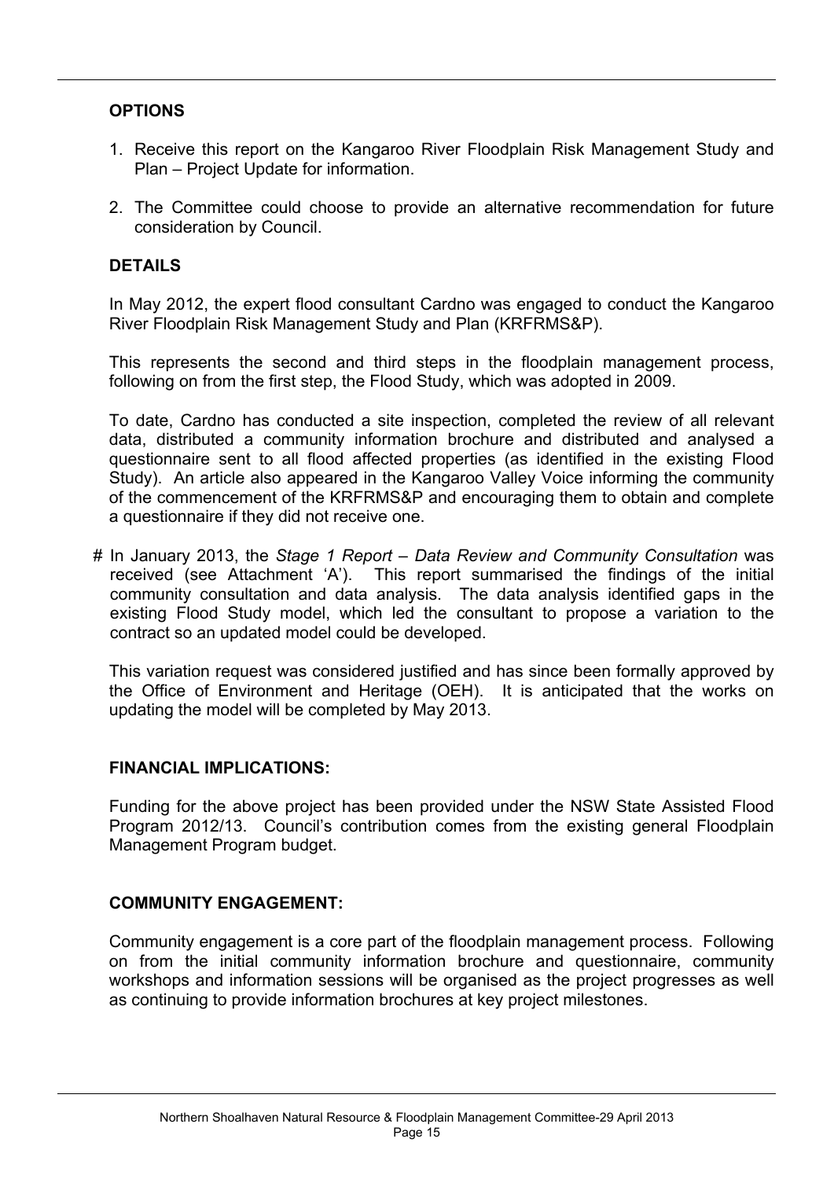## OPTIONS

1. Receive this report on the Kangaroo River Floodplain Risk Management Study and Plan – Project Update for information.
2. The Committee could choose to provide an alternative recommendation for future consideration by Council.

## DETAILS

In May 2012, the expert flood consultant Cardno was engaged to conduct the Kangaroo River Floodplain Risk Management Study and Plan (KRFRMS&P).

This represents the second and third steps in the floodplain management process, following on from the first step, the Flood Study, which was adopted in 2009.

To date, Cardno has conducted a site inspection, completed the review of all relevant data, distributed a community information brochure and distributed and analysed a questionnaire sent to all flood affected properties (as identified in the existing Flood Study). An article also appeared in the Kangaroo Valley Voice informing the community of the commencement of the KRFRMS&P and encouraging them to obtain and complete a questionnaire if they did not receive one.

# In January 2013, the *Stage 1 Report – Data Review and Community Consultation* was received (see Attachment 'A'). This report summarised the findings of the initial community consultation and data analysis. The data analysis identified gaps in the existing Flood Study model, which led the consultant to propose a variation to the contract so an updated model could be developed.

This variation request was considered justified and has since been formally approved by the Office of Environment and Heritage (OEH). It is anticipated that the works on updating the model will be completed by May 2013.

## FINANCIAL IMPLICATIONS:

Funding for the above project has been provided under the NSW State Assisted Flood Program 2012/13. Council's contribution comes from the existing general Floodplain Management Program budget.

## COMMUNITY ENGAGEMENT:

Community engagement is a core part of the floodplain management process. Following on from the initial community information brochure and questionnaire, community workshops and information sessions will be organised as the project progresses as well as continuing to provide information brochures at key project milestones.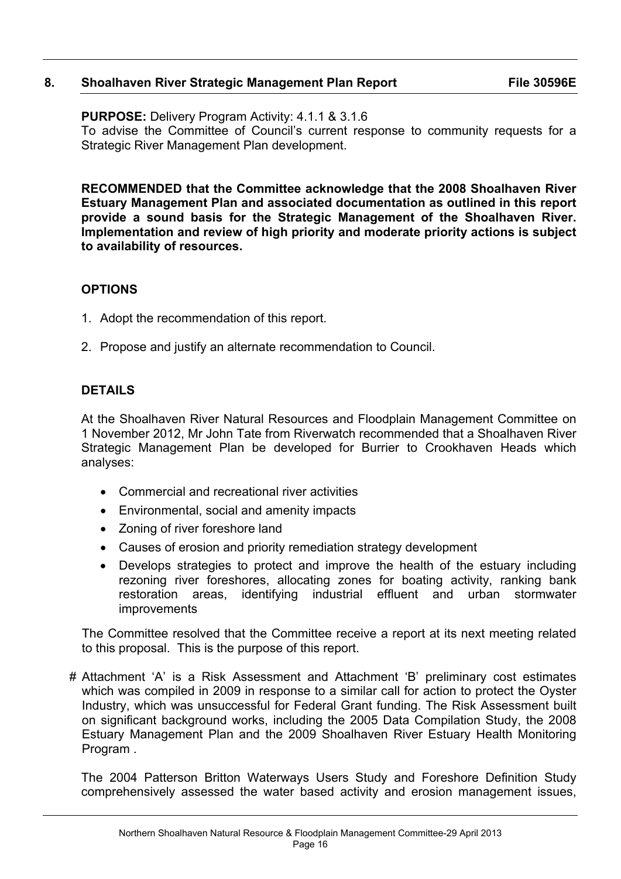## 8. Shoalhaven River Strategic Management Plan Report File 30596E

**PURPOSE:** Delivery Program Activity: 4.1.1 & 3.1.6
To advise the Committee of Council's current response to community requests for a Strategic River Management Plan development.

**RECOMMENDED that the Committee acknowledge that the 2008 Shoalhaven River Estuary Management Plan and associated documentation as outlined in this report provide a sound basis for the Strategic Management of the Shoalhaven River. Implementation and review of high priority and moderate priority actions is subject to availability of resources.**

### OPTIONS

1. Adopt the recommendation of this report.
2. Propose and justify an alternate recommendation to Council.

### DETAILS

At the Shoalhaven River Natural Resources and Floodplain Management Committee on 1 November 2012, Mr John Tate from Riverwatch recommended that a Shoalhaven River Strategic Management Plan be developed for Burrier to Crookhaven Heads which analyses:

- Commercial and recreational river activities
- Environmental, social and amenity impacts
- Zoning of river foreshore land
- Causes of erosion and priority remediation strategy development
- Develops strategies to protect and improve the health of the estuary including rezoning river foreshores, allocating zones for boating activity, ranking bank restoration areas, identifying industrial effluent and urban stormwater improvements

The Committee resolved that the Committee receive a report at its next meeting related to this proposal. This is the purpose of this report.

# Attachment 'A' is a Risk Assessment and Attachment 'B' preliminary cost estimates which was compiled in 2009 in response to a similar call for action to protect the Oyster Industry, which was unsuccessful for Federal Grant funding. The Risk Assessment built on significant background works, including the 2005 Data Compilation Study, the 2008 Estuary Management Plan and the 2009 Shoalhaven River Estuary Health Monitoring Program .

The 2004 Patterson Britton Waterways Users Study and Foreshore Definition Study comprehensively assessed the water based activity and erosion management issues,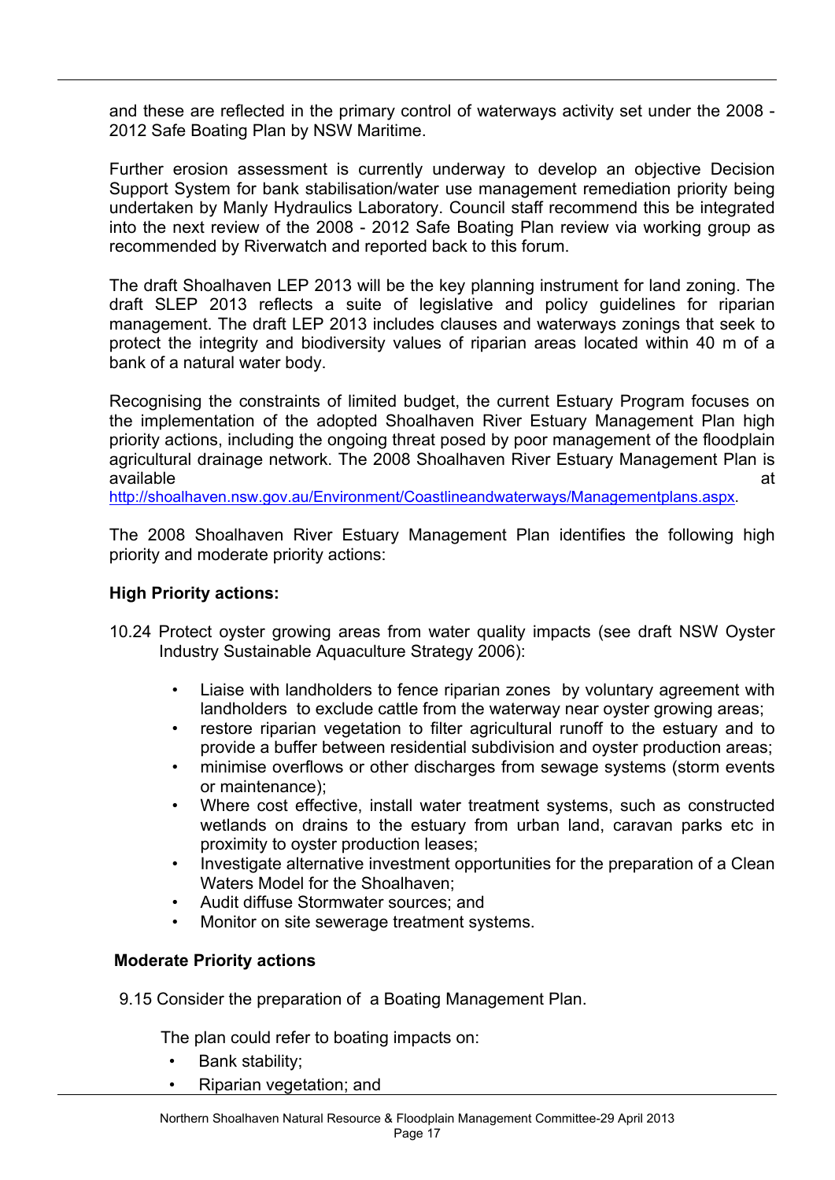and these are reflected in the primary control of waterways activity set under the 2008 - 2012 Safe Boating Plan by NSW Maritime.

Further erosion assessment is currently underway to develop an objective Decision Support System for bank stabilisation/water use management remediation priority being undertaken by Manly Hydraulics Laboratory. Council staff recommend this be integrated into the next review of the 2008 - 2012 Safe Boating Plan review via working group as recommended by Riverwatch and reported back to this forum.

The draft Shoalhaven LEP 2013 will be the key planning instrument for land zoning. The draft SLEP 2013 reflects a suite of legislative and policy guidelines for riparian management. The draft LEP 2013 includes clauses and waterways zonings that seek to protect the integrity and biodiversity values of riparian areas located within 40 m of a bank of a natural water body.

Recognising the constraints of limited budget, the current Estuary Program focuses on the implementation of the adopted Shoalhaven River Estuary Management Plan high priority actions, including the ongoing threat posed by poor management of the floodplain agricultural drainage network. The 2008 Shoalhaven River Estuary Management Plan is available at http://shoalhaven.nsw.gov.au/Environment/Coastlineandwaterways/Managementplans.aspx.

The 2008 Shoalhaven River Estuary Management Plan identifies the following high priority and moderate priority actions:

**High Priority actions:**

10.24 Protect oyster growing areas from water quality impacts (see draft NSW Oyster Industry Sustainable Aquaculture Strategy 2006):

- Liaise with landholders to fence riparian zones by voluntary agreement with landholders to exclude cattle from the waterway near oyster growing areas;
- restore riparian vegetation to filter agricultural runoff to the estuary and to provide a buffer between residential subdivision and oyster production areas;
- minimise overflows or other discharges from sewage systems (storm events or maintenance);
- Where cost effective, install water treatment systems, such as constructed wetlands on drains to the estuary from urban land, caravan parks etc in proximity to oyster production leases;
- Investigate alternative investment opportunities for the preparation of a Clean Waters Model for the Shoalhaven;
- Audit diffuse Stormwater sources; and
- Monitor on site sewerage treatment systems.

**Moderate Priority actions**

9.15 Consider the preparation of a Boating Management Plan.

The plan could refer to boating impacts on:

- Bank stability;
- Riparian vegetation; and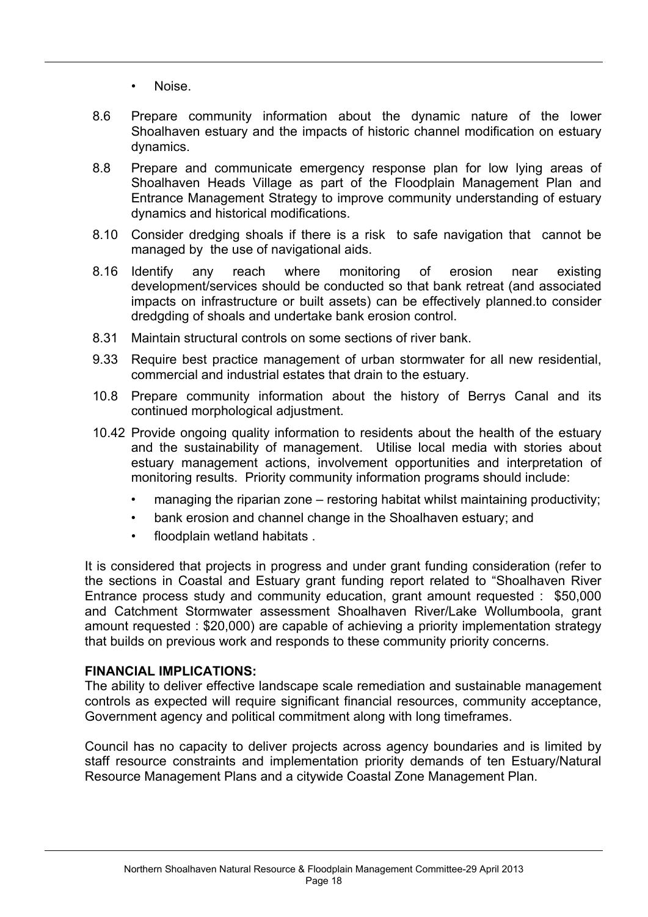- Noise.

8.6 Prepare community information about the dynamic nature of the lower Shoalhaven estuary and the impacts of historic channel modification on estuary dynamics.

8.8 Prepare and communicate emergency response plan for low lying areas of Shoalhaven Heads Village as part of the Floodplain Management Plan and Entrance Management Strategy to improve community understanding of estuary dynamics and historical modifications.

8.10 Consider dredging shoals if there is a risk to safe navigation that cannot be managed by the use of navigational aids.

8.16 Identify any reach where monitoring of erosion near existing development/services should be conducted so that bank retreat (and associated impacts on infrastructure or built assets) can be effectively planned.to consider dredgding of shoals and undertake bank erosion control.

8.31 Maintain structural controls on some sections of river bank.

9.33 Require best practice management of urban stormwater for all new residential, commercial and industrial estates that drain to the estuary.

10.8 Prepare community information about the history of Berrys Canal and its continued morphological adjustment.

10.42 Provide ongoing quality information to residents about the health of the estuary and the sustainability of management. Utilise local media with stories about estuary management actions, involvement opportunities and interpretation of monitoring results. Priority community information programs should include:

- managing the riparian zone – restoring habitat whilst maintaining productivity;
- bank erosion and channel change in the Shoalhaven estuary; and
- floodplain wetland habitats .

It is considered that projects in progress and under grant funding consideration (refer to the sections in Coastal and Estuary grant funding report related to "Shoalhaven River Entrance process study and community education, grant amount requested : $50,000 and Catchment Stormwater assessment Shoalhaven River/Lake Wollumboola, grant amount requested : $20,000) are capable of achieving a priority implementation strategy that builds on previous work and responds to these community priority concerns.

**FINANCIAL IMPLICATIONS:**

The ability to deliver effective landscape scale remediation and sustainable management controls as expected will require significant financial resources, community acceptance, Government agency and political commitment along with long timeframes.

Council has no capacity to deliver projects across agency boundaries and is limited by staff resource constraints and implementation priority demands of ten Estuary/Natural Resource Management Plans and a citywide Coastal Zone Management Plan.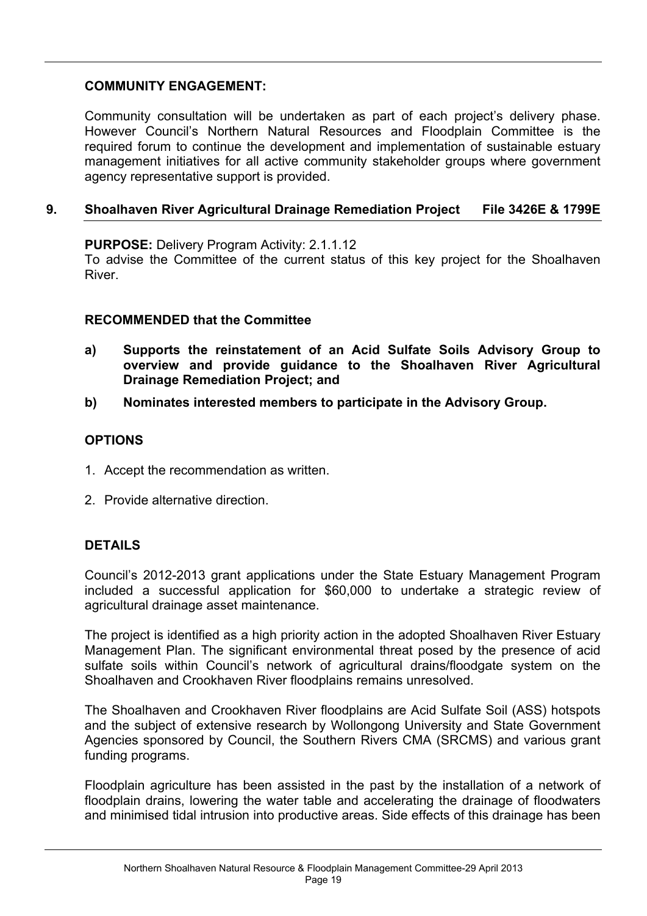**COMMUNITY ENGAGEMENT:**

Community consultation will be undertaken as part of each project's delivery phase. However Council's Northern Natural Resources and Floodplain Committee is the required forum to continue the development and implementation of sustainable estuary management initiatives for all active community stakeholder groups where government agency representative support is provided.

## 9. Shoalhaven River Agricultural Drainage Remediation Project File 3426E & 1799E

**PURPOSE:** Delivery Program Activity: 2.1.1.12

To advise the Committee of the current status of this key project for the Shoalhaven River.

**RECOMMENDED that the Committee**

**a) Supports the reinstatement of an Acid Sulfate Soils Advisory Group to overview and provide guidance to the Shoalhaven River Agricultural Drainage Remediation Project; and**

**b) Nominates interested members to participate in the Advisory Group.**

**OPTIONS**

1. Accept the recommendation as written.
2. Provide alternative direction.

**DETAILS**

Council's 2012-2013 grant applications under the State Estuary Management Program included a successful application for $60,000 to undertake a strategic review of agricultural drainage asset maintenance.

The project is identified as a high priority action in the adopted Shoalhaven River Estuary Management Plan. The significant environmental threat posed by the presence of acid sulfate soils within Council's network of agricultural drains/floodgate system on the Shoalhaven and Crookhaven River floodplains remains unresolved.

The Shoalhaven and Crookhaven River floodplains are Acid Sulfate Soil (ASS) hotspots and the subject of extensive research by Wollongong University and State Government Agencies sponsored by Council, the Southern Rivers CMA (SRCMS) and various grant funding programs.

Floodplain agriculture has been assisted in the past by the installation of a network of floodplain drains, lowering the water table and accelerating the drainage of floodwaters and minimised tidal intrusion into productive areas. Side effects of this drainage has been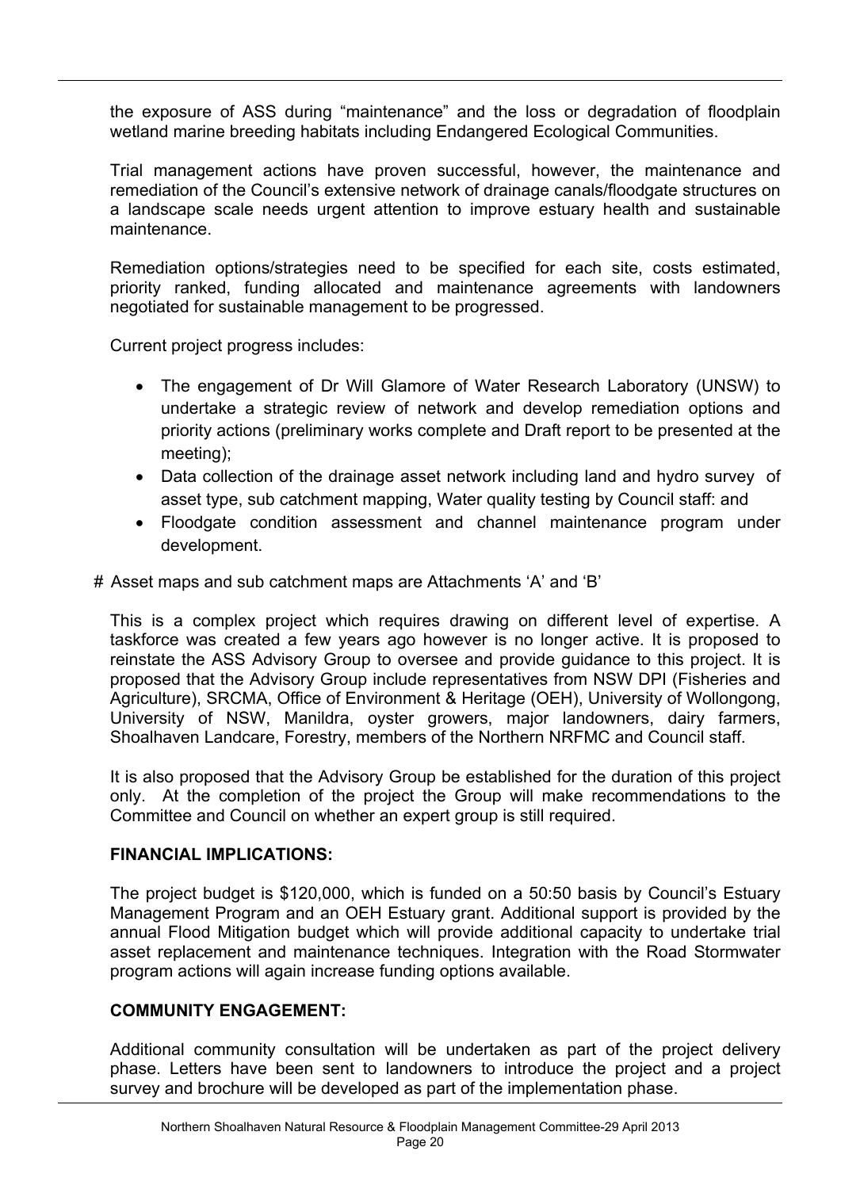the exposure of ASS during "maintenance" and the loss or degradation of floodplain wetland marine breeding habitats including Endangered Ecological Communities.

Trial management actions have proven successful, however, the maintenance and remediation of the Council's extensive network of drainage canals/floodgate structures on a landscape scale needs urgent attention to improve estuary health and sustainable maintenance.

Remediation options/strategies need to be specified for each site, costs estimated, priority ranked, funding allocated and maintenance agreements with landowners negotiated for sustainable management to be progressed.

Current project progress includes:

- The engagement of Dr Will Glamore of Water Research Laboratory (UNSW) to undertake a strategic review of network and develop remediation options and priority actions (preliminary works complete and Draft report to be presented at the meeting);
- Data collection of the drainage asset network including land and hydro survey of asset type, sub catchment mapping, Water quality testing by Council staff: and
- Floodgate condition assessment and channel maintenance program under development.

# Asset maps and sub catchment maps are Attachments 'A' and 'B'

This is a complex project which requires drawing on different level of expertise. A taskforce was created a few years ago however is no longer active. It is proposed to reinstate the ASS Advisory Group to oversee and provide guidance to this project. It is proposed that the Advisory Group include representatives from NSW DPI (Fisheries and Agriculture), SRCMA, Office of Environment & Heritage (OEH), University of Wollongong, University of NSW, Manildra, oyster growers, major landowners, dairy farmers, Shoalhaven Landcare, Forestry, members of the Northern NRFMC and Council staff.

It is also proposed that the Advisory Group be established for the duration of this project only. At the completion of the project the Group will make recommendations to the Committee and Council on whether an expert group is still required.

**FINANCIAL IMPLICATIONS:**

The project budget is $120,000, which is funded on a 50:50 basis by Council's Estuary Management Program and an OEH Estuary grant. Additional support is provided by the annual Flood Mitigation budget which will provide additional capacity to undertake trial asset replacement and maintenance techniques. Integration with the Road Stormwater program actions will again increase funding options available.

**COMMUNITY ENGAGEMENT:**

Additional community consultation will be undertaken as part of the project delivery phase. Letters have been sent to landowners to introduce the project and a project survey and brochure will be developed as part of the implementation phase.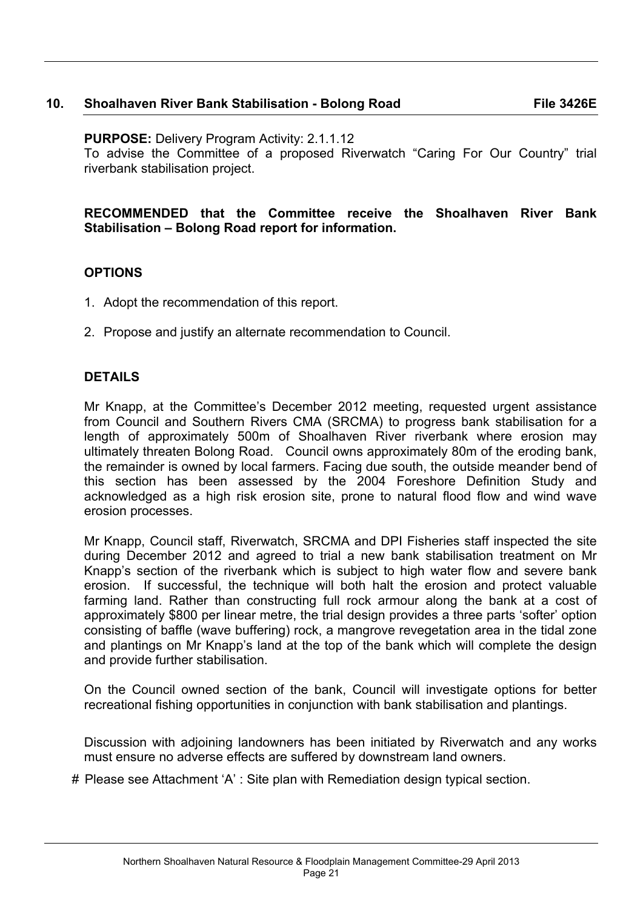## 10. Shoalhaven River Bank Stabilisation - Bolong Road **File 3426E**

**PURPOSE:** Delivery Program Activity: 2.1.1.12
To advise the Committee of a proposed Riverwatch "Caring For Our Country" trial riverbank stabilisation project.

**RECOMMENDED that the Committee receive the Shoalhaven River Bank Stabilisation – Bolong Road report for information.**

### OPTIONS

1. Adopt the recommendation of this report.
2. Propose and justify an alternate recommendation to Council.

### DETAILS

Mr Knapp, at the Committee's December 2012 meeting, requested urgent assistance from Council and Southern Rivers CMA (SRCMA) to progress bank stabilisation for a length of approximately 500m of Shoalhaven River riverbank where erosion may ultimately threaten Bolong Road. Council owns approximately 80m of the eroding bank, the remainder is owned by local farmers. Facing due south, the outside meander bend of this section has been assessed by the 2004 Foreshore Definition Study and acknowledged as a high risk erosion site, prone to natural flood flow and wind wave erosion processes.

Mr Knapp, Council staff, Riverwatch, SRCMA and DPI Fisheries staff inspected the site during December 2012 and agreed to trial a new bank stabilisation treatment on Mr Knapp's section of the riverbank which is subject to high water flow and severe bank erosion. If successful, the technique will both halt the erosion and protect valuable farming land. Rather than constructing full rock armour along the bank at a cost of approximately $800 per linear metre, the trial design provides a three parts 'softer' option consisting of baffle (wave buffering) rock, a mangrove revegetation area in the tidal zone and plantings on Mr Knapp's land at the top of the bank which will complete the design and provide further stabilisation.

On the Council owned section of the bank, Council will investigate options for better recreational fishing opportunities in conjunction with bank stabilisation and plantings.

Discussion with adjoining landowners has been initiated by Riverwatch and any works must ensure no adverse effects are suffered by downstream land owners.

# Please see Attachment 'A' : Site plan with Remediation design typical section.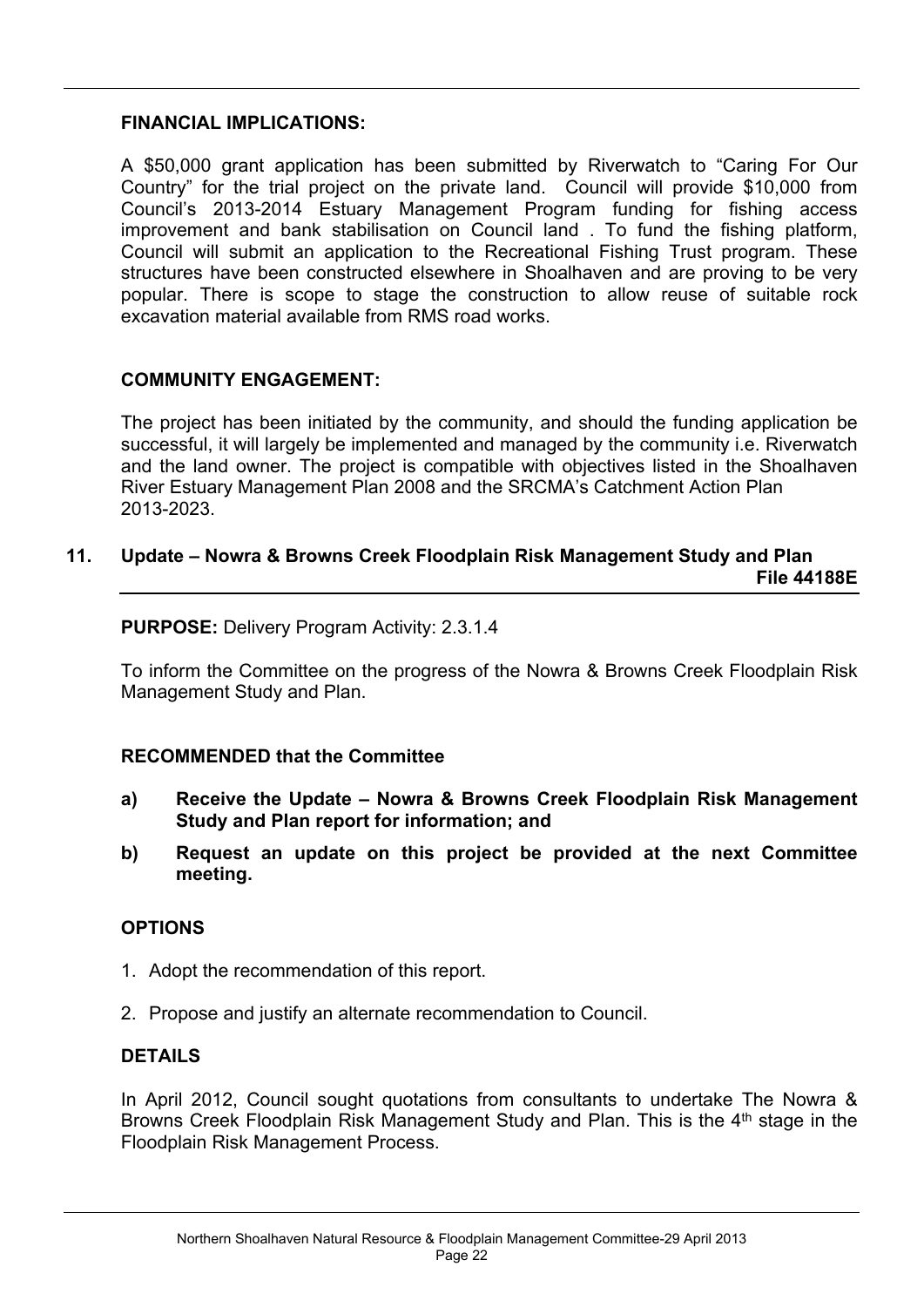**FINANCIAL IMPLICATIONS:**

A $50,000 grant application has been submitted by Riverwatch to "Caring For Our Country" for the trial project on the private land. Council will provide $10,000 from Council's 2013-2014 Estuary Management Program funding for fishing access improvement and bank stabilisation on Council land . To fund the fishing platform, Council will submit an application to the Recreational Fishing Trust program. These structures have been constructed elsewhere in Shoalhaven and are proving to be very popular. There is scope to stage the construction to allow reuse of suitable rock excavation material available from RMS road works.

**COMMUNITY ENGAGEMENT:**

The project has been initiated by the community, and should the funding application be successful, it will largely be implemented and managed by the community i.e. Riverwatch and the land owner. The project is compatible with objectives listed in the Shoalhaven River Estuary Management Plan 2008 and the SRCMA's Catchment Action Plan 2013-2023.

## 11. Update – Nowra & Browns Creek Floodplain Risk Management Study and Plan

**File 44188E**

**PURPOSE:** Delivery Program Activity: 2.3.1.4

To inform the Committee on the progress of the Nowra & Browns Creek Floodplain Risk Management Study and Plan.

**RECOMMENDED that the Committee**

**a) Receive the Update – Nowra & Browns Creek Floodplain Risk Management Study and Plan report for information; and**

**b) Request an update on this project be provided at the next Committee meeting.**

**OPTIONS**

1. Adopt the recommendation of this report.
2. Propose and justify an alternate recommendation to Council.

**DETAILS**

In April 2012, Council sought quotations from consultants to undertake The Nowra & Browns Creek Floodplain Risk Management Study and Plan. This is the 4th stage in the Floodplain Risk Management Process.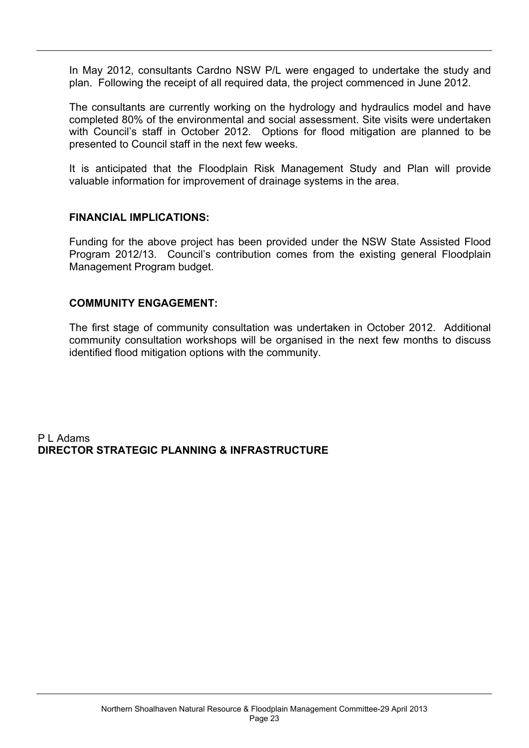In May 2012, consultants Cardno NSW P/L were engaged to undertake the study and plan. Following the receipt of all required data, the project commenced in June 2012.

The consultants are currently working on the hydrology and hydraulics model and have completed 80% of the environmental and social assessment. Site visits were undertaken with Council's staff in October 2012. Options for flood mitigation are planned to be presented to Council staff in the next few weeks.

It is anticipated that the Floodplain Risk Management Study and Plan will provide valuable information for improvement of drainage systems in the area.

**FINANCIAL IMPLICATIONS:**

Funding for the above project has been provided under the NSW State Assisted Flood Program 2012/13. Council's contribution comes from the existing general Floodplain Management Program budget.

**COMMUNITY ENGAGEMENT:**

The first stage of community consultation was undertaken in October 2012. Additional community consultation workshops will be organised in the next few months to discuss identified flood mitigation options with the community.

P L Adams
**DIRECTOR STRATEGIC PLANNING & INFRASTRUCTURE**